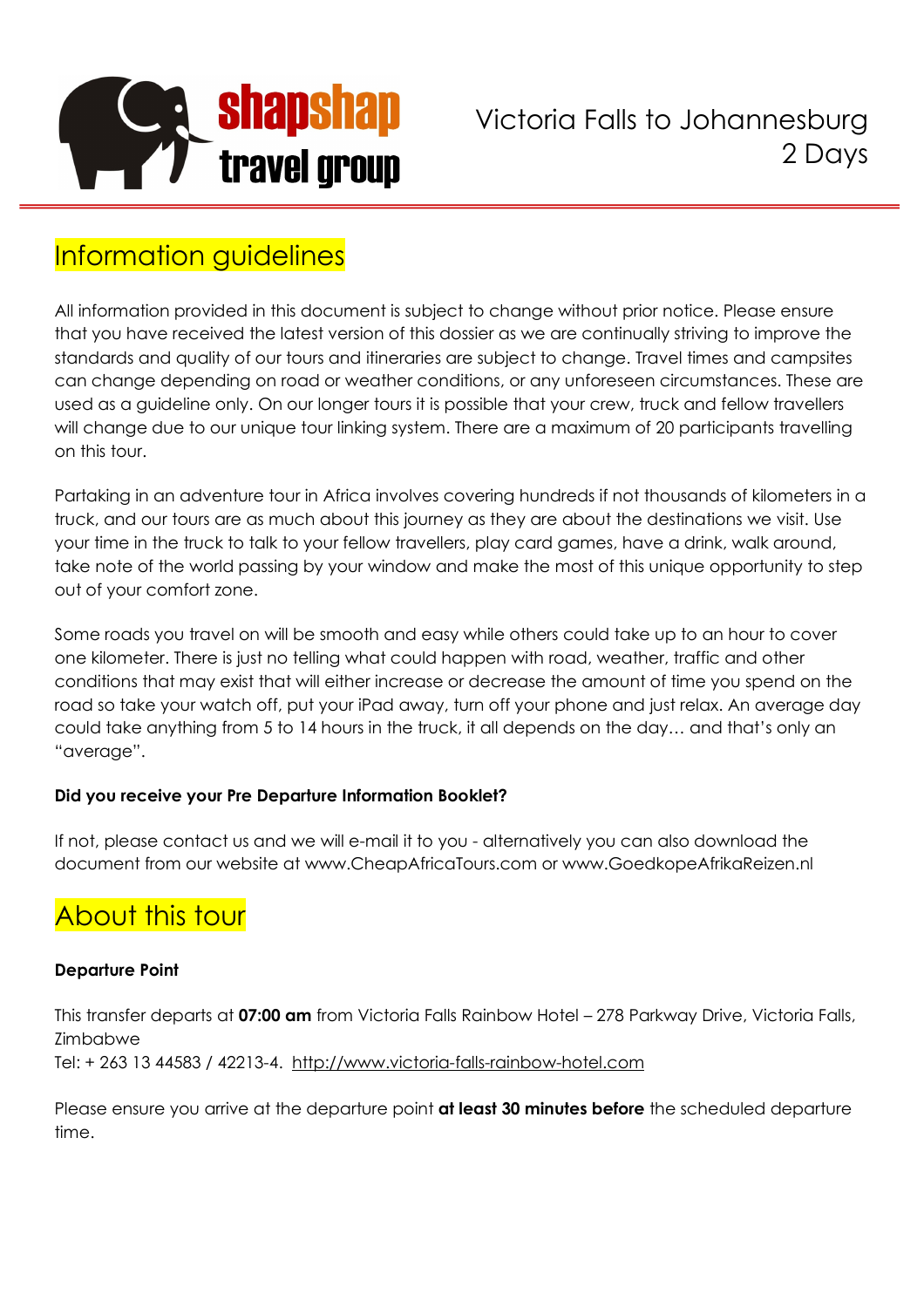shapshap travel group

# Victoria Falls to Johannesburg 2 Days

## Information guidelines

All information provided in this document is subject to change without prior notice. Please ensure that you have received the latest version of this dossier as we are continually striving to improve the standards and quality of our tours and itineraries are subject to change. Travel times and campsites can change depending on road or weather conditions, or any unforeseen circumstances. These are used as a guideline only. On our longer tours it is possible that your crew, truck and fellow travellers will change due to our unique tour linking system. There are a maximum of 20 participants travelling on this tour.

Partaking in an adventure tour in Africa involves covering hundreds if not thousands of kilometers in a truck, and our tours are as much about this journey as they are about the destinations we visit. Use your time in the truck to talk to your fellow travellers, play card games, have a drink, walk around, take note of the world passing by your window and make the most of this unique opportunity to step out of your comfort zone.

Some roads you travel on will be smooth and easy while others could take up to an hour to cover one kilometer. There is just no telling what could happen with road, weather, traffic and other conditions that may exist that will either increase or decrease the amount of time you spend on the road so take your watch off, put your iPad away, turn off your phone and just relax. An average day could take anything from 5 to 14 hours in the truck, it all depends on the day… and that's only an "average".

**Did you receive your Pre Departure Information Booklet?**

If not, please contact us and we will e-mail it to you - alternatively you can also download the document from our website at www.CheapAfricaTours.com or www.GoedkopeAfrikaReizen.nl

## About this tour

**Departure Point**

This transfer departs at **07:00 am** from Victoria Falls Rainbow Hotel – 278 Parkway Drive, Victoria Falls, Zimbabwe
Tel: + 263 13 44583 / 42213-4. http://www.victoria-falls-rainbow-hotel.com

Please ensure you arrive at the departure point **at least 30 minutes before** the scheduled departure time.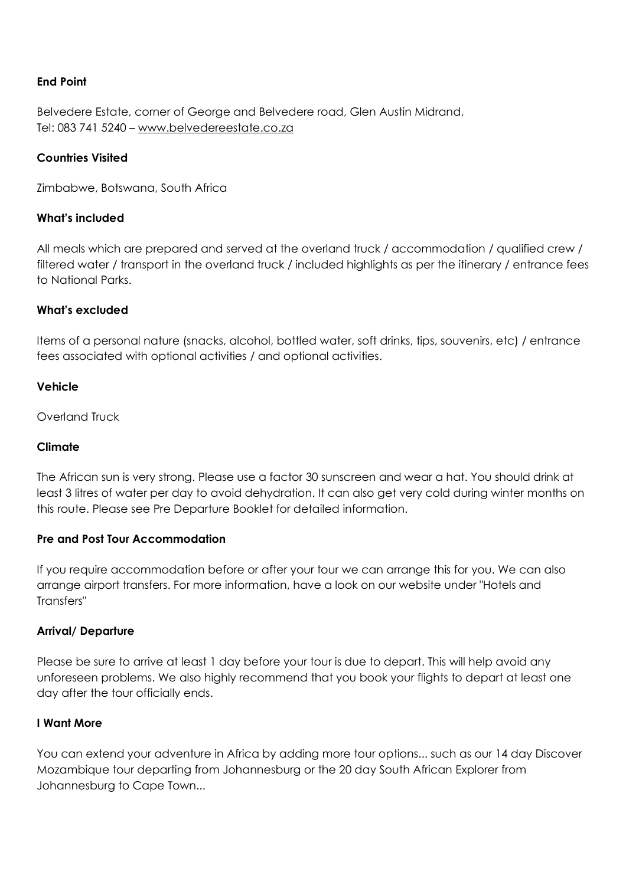**End Point**

Belvedere Estate, corner of George and Belvedere road, Glen Austin Midrand,
Tel: 083 741 5240 – www.belvedereestate.co.za

**Countries Visited**

Zimbabwe, Botswana, South Africa

**What's included**

All meals which are prepared and served at the overland truck / accommodation / qualified crew / filtered water / transport in the overland truck / included highlights as per the itinerary / entrance fees to National Parks.

**What's excluded**

Items of a personal nature (snacks, alcohol, bottled water, soft drinks, tips, souvenirs, etc) / entrance fees associated with optional activities / and optional activities.

**Vehicle**

Overland Truck

**Climate**

The African sun is very strong. Please use a factor 30 sunscreen and wear a hat. You should drink at least 3 litres of water per day to avoid dehydration. It can also get very cold during winter months on this route. Please see Pre Departure Booklet for detailed information.

**Pre and Post Tour Accommodation**

If you require accommodation before or after your tour we can arrange this for you. We can also arrange airport transfers. For more information, have a look on our website under "Hotels and Transfers"

**Arrival/ Departure**

Please be sure to arrive at least 1 day before your tour is due to depart. This will help avoid any unforeseen problems. We also highly recommend that you book your flights to depart at least one day after the tour officially ends.

**I Want More**

You can extend your adventure in Africa by adding more tour options... such as our 14 day Discover Mozambique tour departing from Johannesburg or the 20 day South African Explorer from Johannesburg to Cape Town...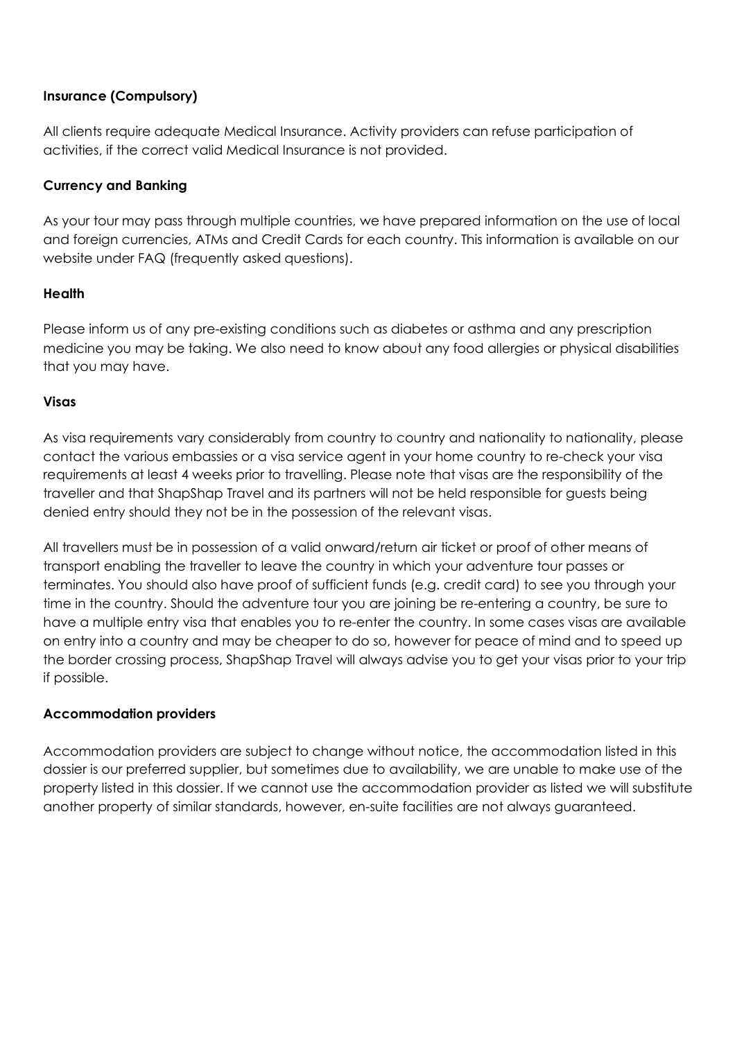**Insurance (Compulsory)**

All clients require adequate Medical Insurance. Activity providers can refuse participation of activities, if the correct valid Medical Insurance is not provided.

**Currency and Banking**

As your tour may pass through multiple countries, we have prepared information on the use of local and foreign currencies, ATMs and Credit Cards for each country. This information is available on our website under FAQ (frequently asked questions).

**Health**

Please inform us of any pre-existing conditions such as diabetes or asthma and any prescription medicine you may be taking. We also need to know about any food allergies or physical disabilities that you may have.

**Visas**

As visa requirements vary considerably from country to country and nationality to nationality, please contact the various embassies or a visa service agent in your home country to re-check your visa requirements at least 4 weeks prior to travelling. Please note that visas are the responsibility of the traveller and that ShapShap Travel and its partners will not be held responsible for guests being denied entry should they not be in the possession of the relevant visas.

All travellers must be in possession of a valid onward/return air ticket or proof of other means of transport enabling the traveller to leave the country in which your adventure tour passes or terminates. You should also have proof of sufficient funds (e.g. credit card) to see you through your time in the country. Should the adventure tour you are joining be re-entering a country, be sure to have a multiple entry visa that enables you to re-enter the country. In some cases visas are available on entry into a country and may be cheaper to do so, however for peace of mind and to speed up the border crossing process, ShapShap Travel will always advise you to get your visas prior to your trip if possible.

**Accommodation providers**

Accommodation providers are subject to change without notice, the accommodation listed in this dossier is our preferred supplier, but sometimes due to availability, we are unable to make use of the property listed in this dossier. If we cannot use the accommodation provider as listed we will substitute another property of similar standards, however, en-suite facilities are not always guaranteed.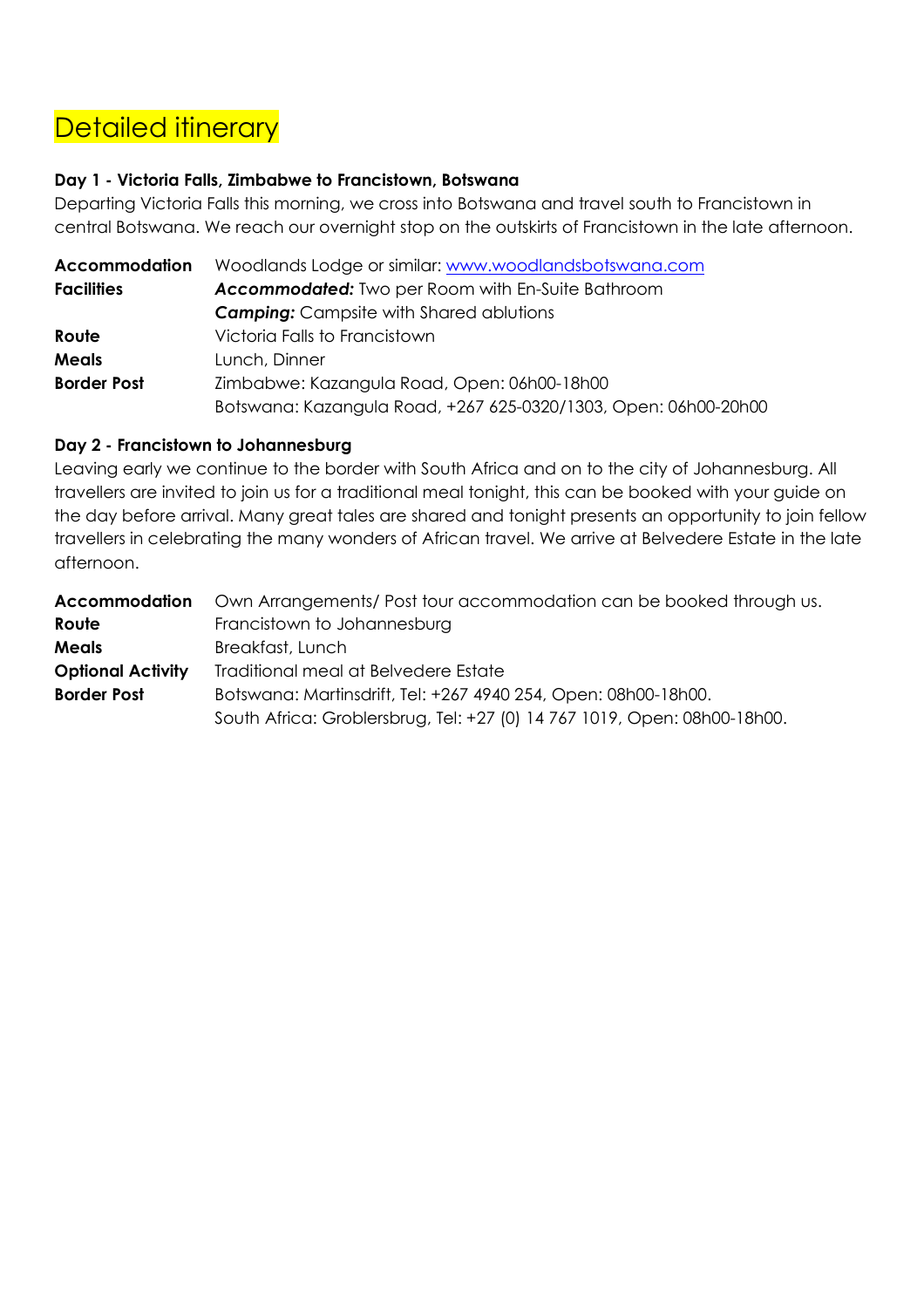# Detailed itinerary

**Day 1 - Victoria Falls, Zimbabwe to Francistown, Botswana**

Departing Victoria Falls this morning, we cross into Botswana and travel south to Francistown in central Botswana. We reach our overnight stop on the outskirts of Francistown in the late afternoon.

| | |
|---|---|
| **Accommodation** | Woodlands Lodge or similar: [www.woodlandsbotswana.com](http://www.woodlandsbotswana.com) |
| **Facilities** | ***Accommodated:*** Two per Room with En-Suite Bathroom |
| | ***Camping:*** Campsite with Shared ablutions |
| **Route** | Victoria Falls to Francistown |
| **Meals** | Lunch, Dinner |
| **Border Post** | Zimbabwe: Kazangula Road, Open: 06h00-18h00 |
| | Botswana: Kazangula Road, +267 625-0320/1303, Open: 06h00-20h00 |

**Day 2 - Francistown to Johannesburg**

Leaving early we continue to the border with South Africa and on to the city of Johannesburg. All travellers are invited to join us for a traditional meal tonight, this can be booked with your guide on the day before arrival. Many great tales are shared and tonight presents an opportunity to join fellow travellers in celebrating the many wonders of African travel. We arrive at Belvedere Estate in the late afternoon.

| | |
|---|---|
| **Accommodation** | Own Arrangements/ Post tour accommodation can be booked through us. |
| **Route** | Francistown to Johannesburg |
| **Meals** | Breakfast, Lunch |
| **Optional Activity** | Traditional meal at Belvedere Estate |
| **Border Post** | Botswana: Martinsdrift, Tel: +267 4940 254, Open: 08h00-18h00. |
| | South Africa: Groblersbrug, Tel: +27 (0) 14 767 1019, Open: 08h00-18h00. |